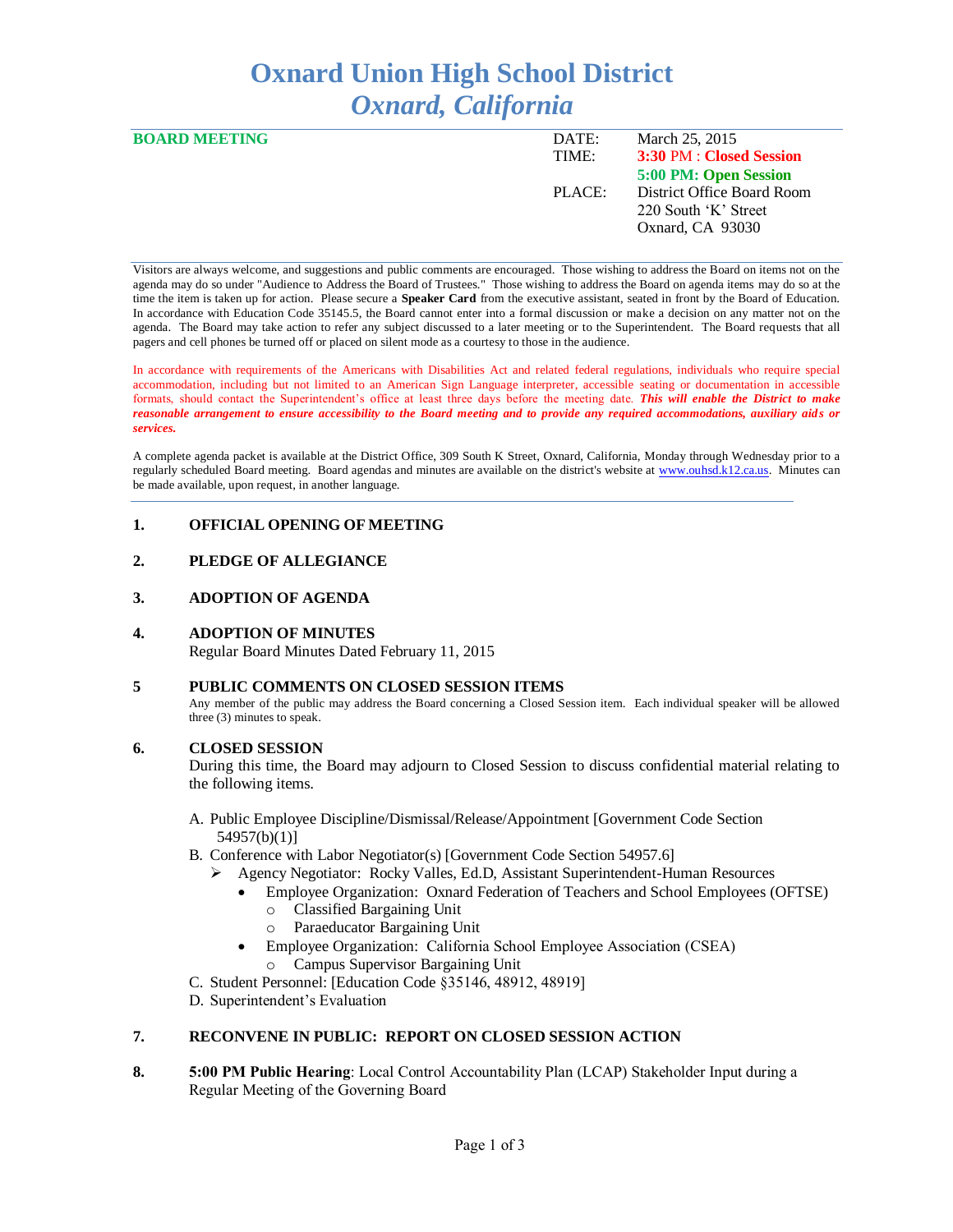# Oxnard Union High School District
## *Oxnard, California*

**BOARD MEETING**

| | |
|---|---|
| DATE: | March 25, 2015 |
| TIME: | **3:30** PM : **Closed Session** |
| | **5:00 PM: Open Session** |
| PLACE: | District Office Board Room<br>220 South 'K' Street<br>Oxnard, CA 93030 |

Visitors are always welcome, and suggestions and public comments are encouraged. Those wishing to address the Board on items not on the agenda may do so under "Audience to Address the Board of Trustees." Those wishing to address the Board on agenda items may do so at the time the item is taken up for action. Please secure a **Speaker Card** from the executive assistant, seated in front by the Board of Education. In accordance with Education Code 35145.5, the Board cannot enter into a formal discussion or make a decision on any matter not on the agenda. The Board may take action to refer any subject discussed to a later meeting or to the Superintendent. The Board requests that all pagers and cell phones be turned off or placed on silent mode as a courtesy to those in the audience.

In accordance with requirements of the Americans with Disabilities Act and related federal regulations, individuals who require special accommodation, including but not limited to an American Sign Language interpreter, accessible seating or documentation in accessible formats, should contact the Superintendent's office at least three days before the meeting date. ***This will enable the District to make reasonable arrangement to ensure accessibility to the Board meeting and to provide any required accommodations, auxiliary aids or services.***

A complete agenda packet is available at the District Office, 309 South K Street, Oxnard, California, Monday through Wednesday prior to a regularly scheduled Board meeting. Board agendas and minutes are available on the district's website at www.ouhsd.k12.ca.us. Minutes can be made available, upon request, in another language.

**1. OFFICIAL OPENING OF MEETING**

**2. PLEDGE OF ALLEGIANCE**

**3. ADOPTION OF AGENDA**

**4. ADOPTION OF MINUTES**

Regular Board Minutes Dated February 11, 2015

**5 PUBLIC COMMENTS ON CLOSED SESSION ITEMS**

Any member of the public may address the Board concerning a Closed Session item. Each individual speaker will be allowed three (3) minutes to speak.

**6. CLOSED SESSION**

During this time, the Board may adjourn to Closed Session to discuss confidential material relating to the following items.

A. Public Employee Discipline/Dismissal/Release/Appointment [Government Code Section 54957(b)(1)]

B. Conference with Labor Negotiator(s) [Government Code Section 54957.6]
- Agency Negotiator: Rocky Valles, Ed.D, Assistant Superintendent-Human Resources
  - Employee Organization: Oxnard Federation of Teachers and School Employees (OFTSE)
    - Classified Bargaining Unit
    - Paraeducator Bargaining Unit
  - Employee Organization: California School Employee Association (CSEA)
    - Campus Supervisor Bargaining Unit

C. Student Personnel: [Education Code §35146, 48912, 48919]

D. Superintendent's Evaluation

**7. RECONVENE IN PUBLIC: REPORT ON CLOSED SESSION ACTION**

**8. 5:00 PM Public Hearing**: Local Control Accountability Plan (LCAP) Stakeholder Input during a Regular Meeting of the Governing Board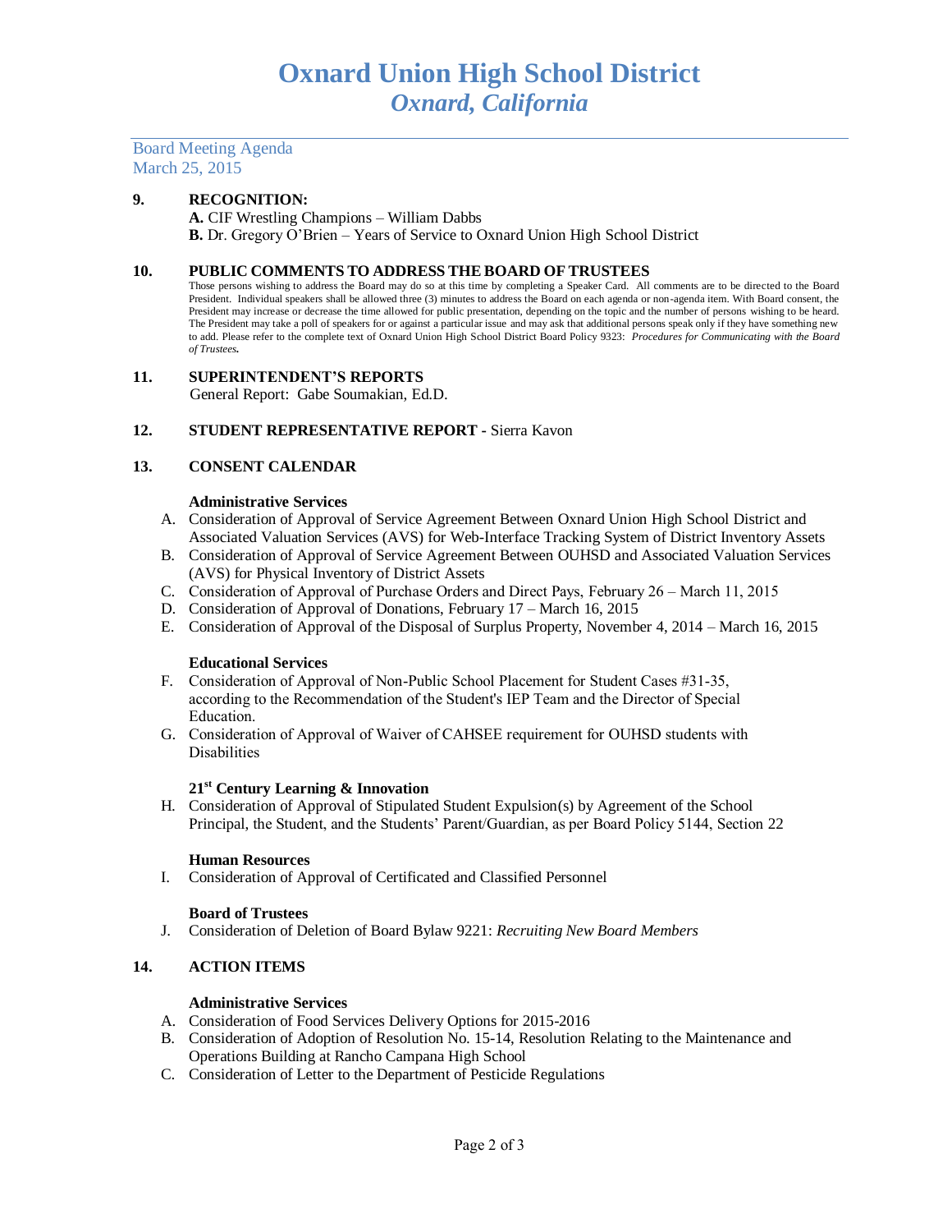# Oxnard Union High School District
## *Oxnard, California*

Board Meeting Agenda
March 25, 2015

**9. RECOGNITION:**

**A.** CIF Wrestling Champions – William Dabbs
**B.** Dr. Gregory O'Brien – Years of Service to Oxnard Union High School District

**10. PUBLIC COMMENTS TO ADDRESS THE BOARD OF TRUSTEES**

Those persons wishing to address the Board may do so at this time by completing a Speaker Card. All comments are to be directed to the Board President. Individual speakers shall be allowed three (3) minutes to address the Board on each agenda or non-agenda item. With Board consent, the President may increase or decrease the time allowed for public presentation, depending on the topic and the number of persons wishing to be heard. The President may take a poll of speakers for or against a particular issue and may ask that additional persons speak only if they have something new to add. Please refer to the complete text of Oxnard Union High School District Board Policy 9323: *Procedures for Communicating with the Board of Trustees.*

**11. SUPERINTENDENT'S REPORTS**

General Report: Gabe Soumakian, Ed.D.

**12. STUDENT REPRESENTATIVE REPORT -** Sierra Kavon

**13. CONSENT CALENDAR**

**Administrative Services**

A. Consideration of Approval of Service Agreement Between Oxnard Union High School District and Associated Valuation Services (AVS) for Web-Interface Tracking System of District Inventory Assets
B. Consideration of Approval of Service Agreement Between OUHSD and Associated Valuation Services (AVS) for Physical Inventory of District Assets
C. Consideration of Approval of Purchase Orders and Direct Pays, February 26 – March 11, 2015
D. Consideration of Approval of Donations, February 17 – March 16, 2015
E. Consideration of Approval of the Disposal of Surplus Property, November 4, 2014 – March 16, 2015

**Educational Services**

F. Consideration of Approval of Non-Public School Placement for Student Cases #31-35, according to the Recommendation of the Student's IEP Team and the Director of Special Education.
G. Consideration of Approval of Waiver of CAHSEE requirement for OUHSD students with Disabilities

**21st Century Learning & Innovation**

H. Consideration of Approval of Stipulated Student Expulsion(s) by Agreement of the School Principal, the Student, and the Students' Parent/Guardian, as per Board Policy 5144, Section 22

**Human Resources**

I. Consideration of Approval of Certificated and Classified Personnel

**Board of Trustees**

J. Consideration of Deletion of Board Bylaw 9221: *Recruiting New Board Members*

**14. ACTION ITEMS**

**Administrative Services**

A. Consideration of Food Services Delivery Options for 2015-2016
B. Consideration of Adoption of Resolution No. 15-14, Resolution Relating to the Maintenance and Operations Building at Rancho Campana High School
C. Consideration of Letter to the Department of Pesticide Regulations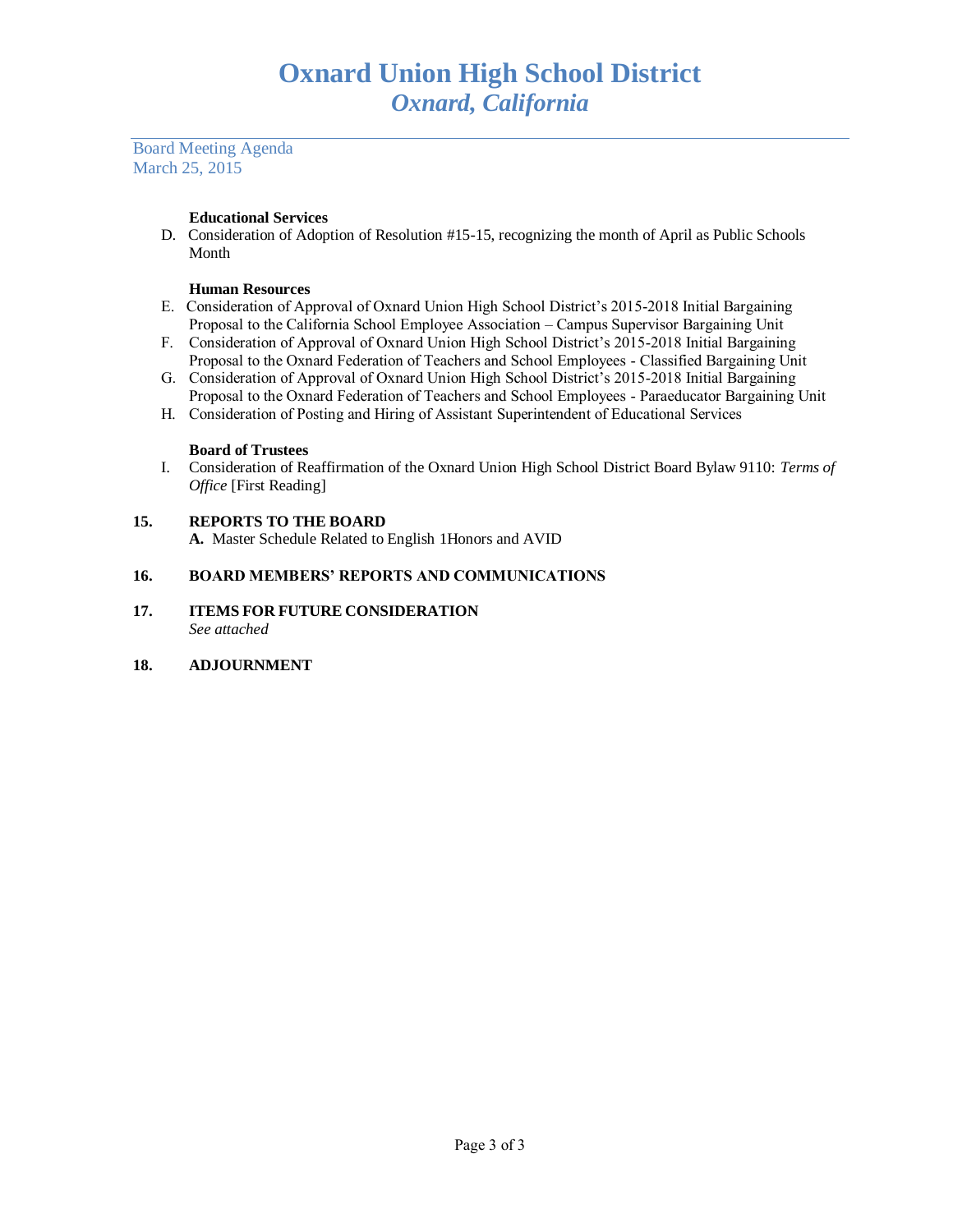# Oxnard Union High School District
## *Oxnard, California*

Board Meeting Agenda
March 25, 2015

**Educational Services**

D. Consideration of Adoption of Resolution #15-15, recognizing the month of April as Public Schools Month

**Human Resources**

E. Consideration of Approval of Oxnard Union High School District's 2015-2018 Initial Bargaining Proposal to the California School Employee Association – Campus Supervisor Bargaining Unit
F. Consideration of Approval of Oxnard Union High School District's 2015-2018 Initial Bargaining Proposal to the Oxnard Federation of Teachers and School Employees - Classified Bargaining Unit
G. Consideration of Approval of Oxnard Union High School District's 2015-2018 Initial Bargaining Proposal to the Oxnard Federation of Teachers and School Employees - Paraeducator Bargaining Unit
H. Consideration of Posting and Hiring of Assistant Superintendent of Educational Services

**Board of Trustees**

I. Consideration of Reaffirmation of the Oxnard Union High School District Board Bylaw 9110: *Terms of Office* [First Reading]

**15. REPORTS TO THE BOARD**

**A.** Master Schedule Related to English 1Honors and AVID

**16. BOARD MEMBERS' REPORTS AND COMMUNICATIONS**

**17. ITEMS FOR FUTURE CONSIDERATION**

*See attached*

**18. ADJOURNMENT**